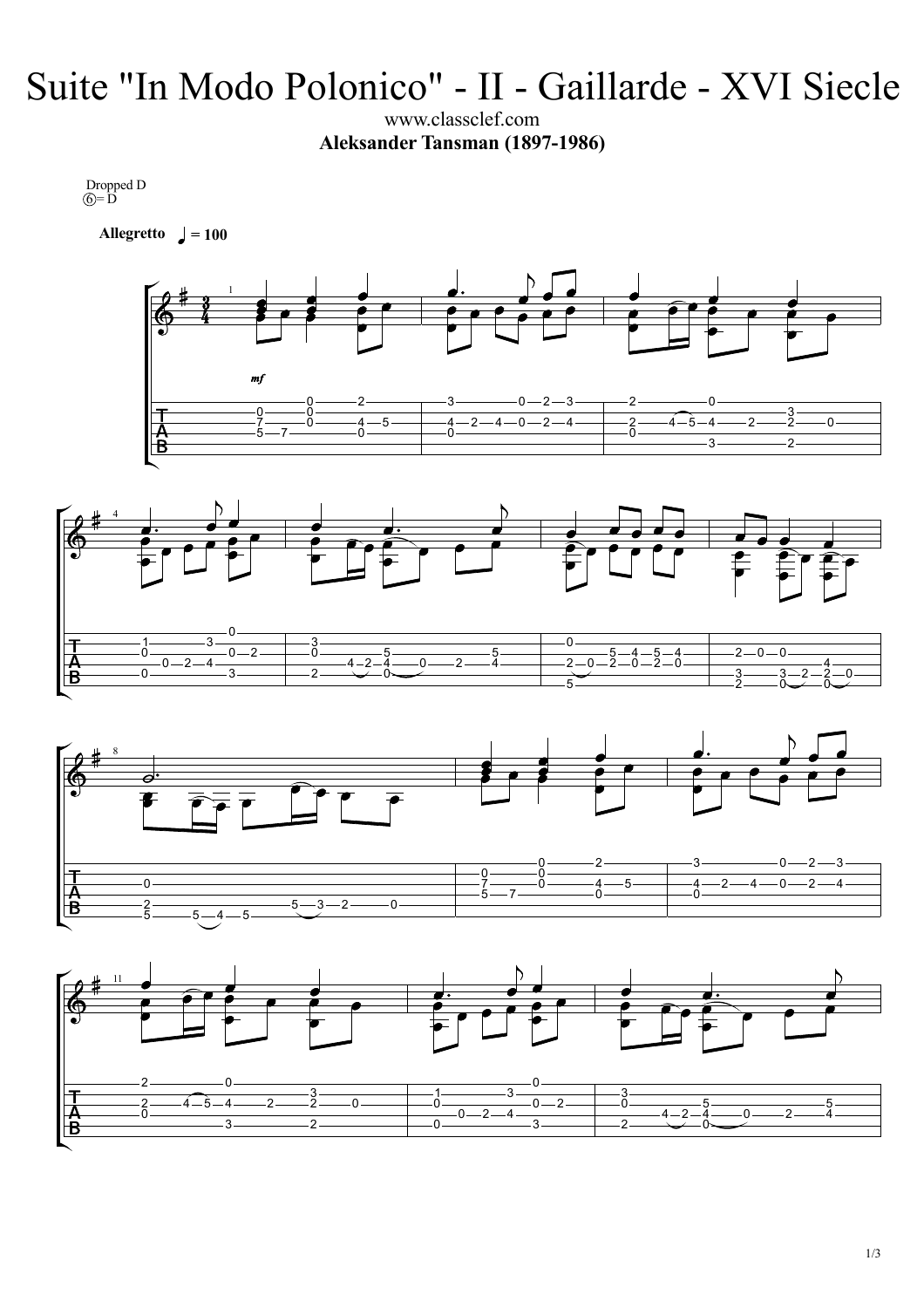# Suite "In Modo Polonico" - II - Gaillarde - XVI Siecle

www.classclef.com

**Aleksander Tansman (1897-1986)**

Dropped D
⑥= D

**Allegretto** ♩ = 100